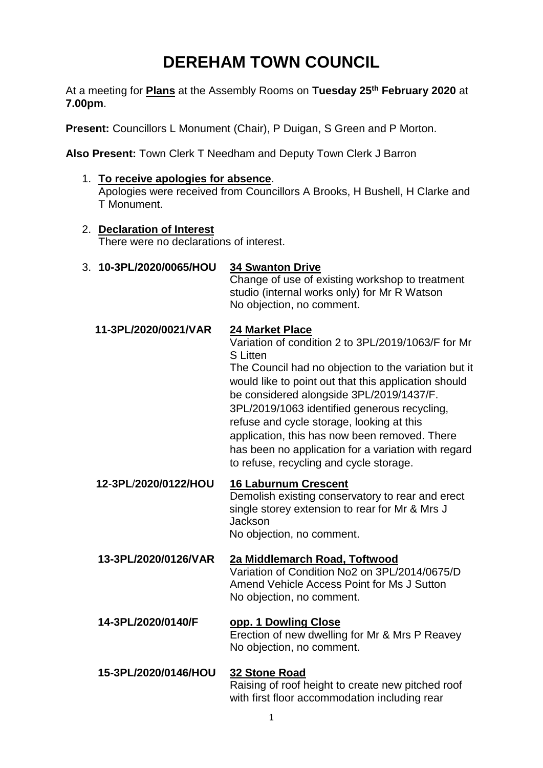# DEREHAM TOWN COUNCIL

At a meeting for **Plans** at the Assembly Rooms on **Tuesday 25th February 2020** at **7.00pm**.

**Present:** Councillors L Monument (Chair), P Duigan, S Green and P Morton.

**Also Present:** Town Clerk T Needham and Deputy Town Clerk J Barron

1. **To receive apologies for absence**.
   Apologies were received from Councillors A Brooks, H Bushell, H Clarke and T Monument.

2. **Declaration of Interest**
   There were no declarations of interest.

3. **10-3PL/2020/0065/HOU** **34 Swanton Drive**
   Change of use of existing workshop to treatment studio (internal works only) for Mr R Watson
   No objection, no comment.

   **11-3PL/2020/0021/VAR** **24 Market Place**
   Variation of condition 2 to 3PL/2019/1063/F for Mr S Litten
   The Council had no objection to the variation but it would like to point out that this application should be considered alongside 3PL/2019/1437/F. 3PL/2019/1063 identified generous recycling, refuse and cycle storage, looking at this application, this has now been removed. There has been no application for a variation with regard to refuse, recycling and cycle storage.

   **12-3PL/2020/0122/HOU** **16 Laburnum Crescent**
   Demolish existing conservatory to rear and erect single storey extension to rear for Mr & Mrs J Jackson
   No objection, no comment.

   **13-3PL/2020/0126/VAR** **2a Middlemarch Road, Toftwood**
   Variation of Condition No2 on 3PL/2014/0675/D Amend Vehicle Access Point for Ms J Sutton
   No objection, no comment.

   **14-3PL/2020/0140/F** **opp. 1 Dowling Close**
   Erection of new dwelling for Mr & Mrs P Reavey
   No objection, no comment.

   **15-3PL/2020/0146/HOU** **32 Stone Road**
   Raising of roof height to create new pitched roof with first floor accommodation including rear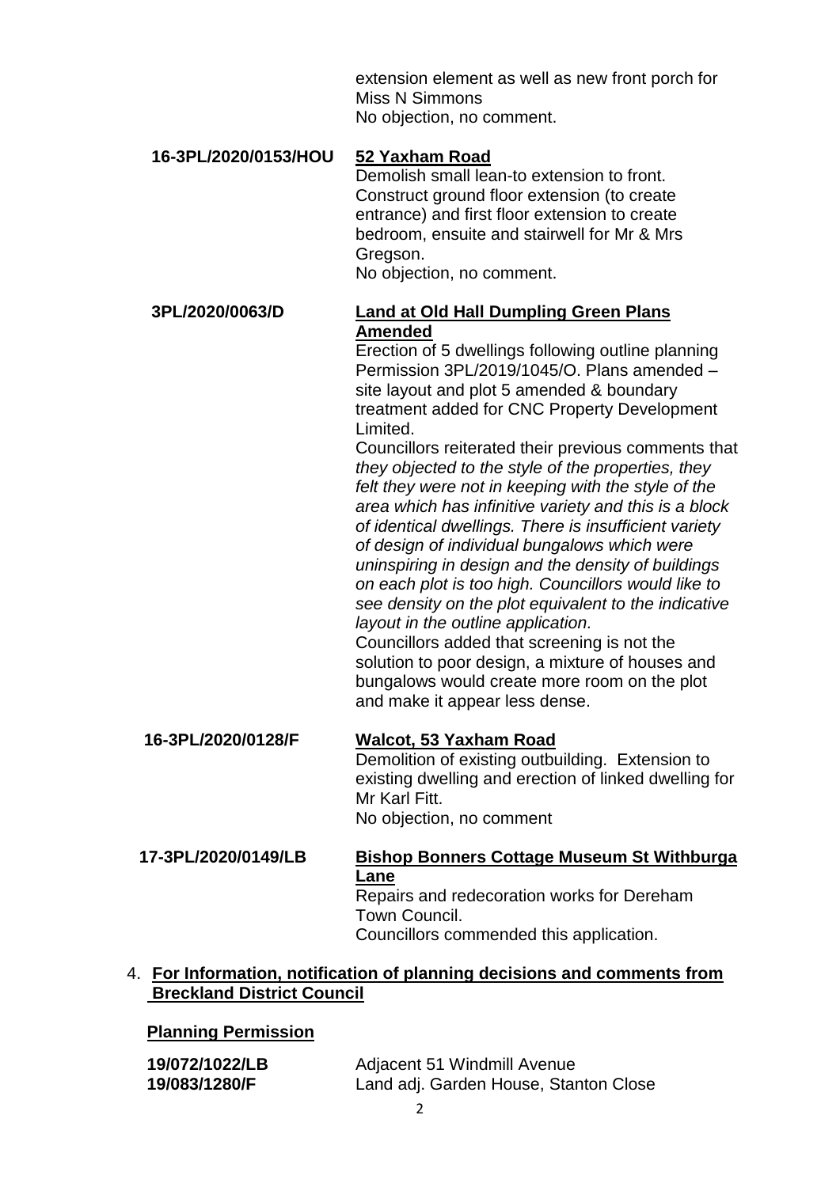extension element as well as new front porch for Miss N Simmons
No objection, no comment.

**16-3PL/2020/0153/HOU** **<u>52 Yaxham Road</u>**
Demolish small lean-to extension to front. Construct ground floor extension (to create entrance) and first floor extension to create bedroom, ensuite and stairwell for Mr & Mrs Gregson.
No objection, no comment.

**3PL/2020/0063/D** **<u>Land at Old Hall Dumpling Green Plans Amended</u>**
Erection of 5 dwellings following outline planning Permission 3PL/2019/1045/O. Plans amended – site layout and plot 5 amended & boundary treatment added for CNC Property Development Limited.
Councillors reiterated their previous comments that *they objected to the style of the properties, they felt they were not in keeping with the style of the area which has infinitive variety and this is a block of identical dwellings. There is insufficient variety of design of individual bungalows which were uninspiring in design and the density of buildings on each plot is too high. Councillors would like to see density on the plot equivalent to the indicative layout in the outline application.*
Councillors added that screening is not the solution to poor design, a mixture of houses and bungalows would create more room on the plot and make it appear less dense.

**16-3PL/2020/0128/F** **<u>Walcot, 53 Yaxham Road</u>**
Demolition of existing outbuilding. Extension to existing dwelling and erection of linked dwelling for Mr Karl Fitt.
No objection, no comment

**17-3PL/2020/0149/LB** **<u>Bishop Bonners Cottage Museum St Withburga Lane</u>**
Repairs and redecoration works for Dereham Town Council.
Councillors commended this application.

4. **<u>For Information, notification of planning decisions and comments from Breckland District Council</u>**

**<u>Planning Permission</u>**

**19/072/1022/LB** Adjacent 51 Windmill Avenue
**19/083/1280/F** Land adj. Garden House, Stanton Close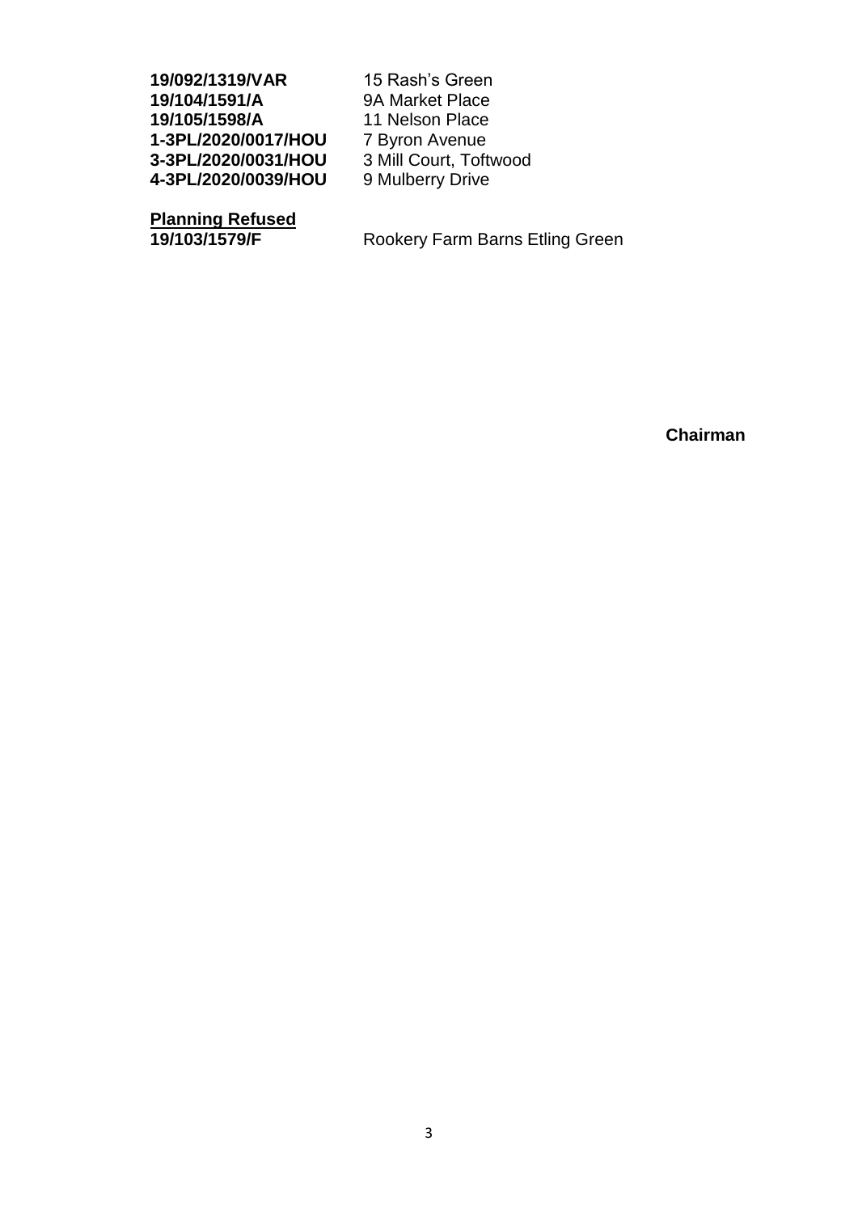| | |
|---|---|
| **19/092/1319/VAR** | 15 Rash's Green |
| **19/104/1591/A** | 9A Market Place |
| **19/105/1598/A** | 11 Nelson Place |
| **1-3PL/2020/0017/HOU** | 7 Byron Avenue |
| **3-3PL/2020/0031/HOU** | 3 Mill Court, Toftwood |
| **4-3PL/2020/0039/HOU** | 9 Mulberry Drive |

**<u>Planning Refused</u>**

| | |
|---|---|
| **19/103/1579/F** | Rookery Farm Barns Etling Green |

**Chairman**